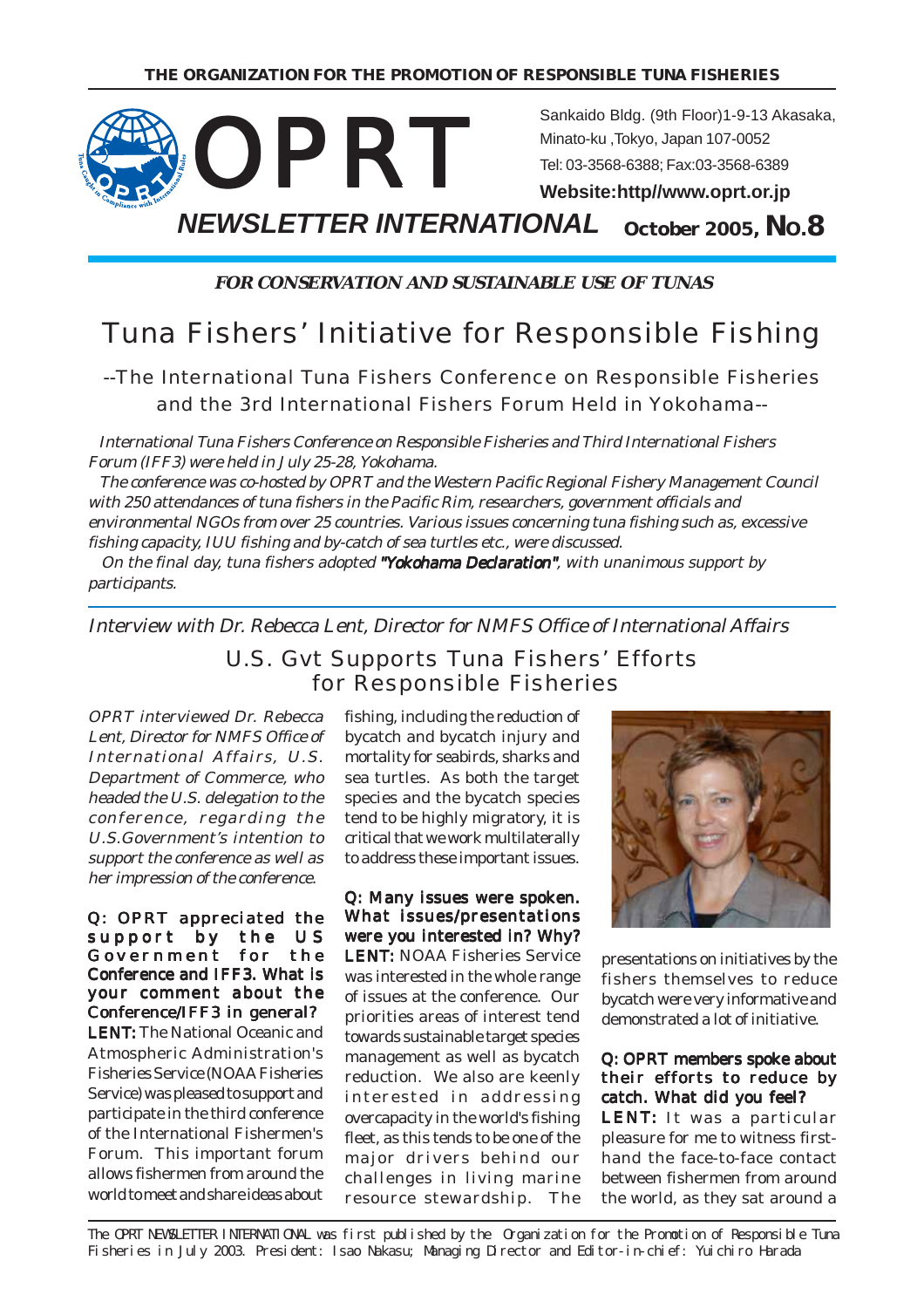THE ORGANIZATION FOR THE PROMOTION OF RESPONSIBLE TUNA FISHERIES

# OPRT

Sankaido Bldg. (9th Floor)1-9-13 Akasaka, Minato-ku ,Tokyo, Japan 107-0052
Tel: 03-3568-6388; Fax:03-3568-6389
**Website:http//www.oprt.or.jp**

## *NEWSLETTER INTERNATIONAL* October 2005, No.8

***FOR CONSERVATION AND SUSTAINABLE USE OF TUNAS***

# Tuna Fishers' Initiative for Responsible Fishing

## --The International Tuna Fishers Conference on Responsible Fisheries and the 3rd International Fishers Forum Held in Yokohama--

*International Tuna Fishers Conference on Responsible Fisheries and Third International Fishers Forum (IFF3) were held in July 25-28, Yokohama.*

*The conference was co-hosted by OPRT and the Western Pacific Regional Fishery Management Council with 250 attendances of tuna fishers in the Pacific Rim, researchers, government officials and environmental NGOs from over 25 countries. Various issues concerning tuna fishing such as, excessive fishing capacity, IUU fishing and by-catch of sea turtles etc., were discussed.*

*On the final day, tuna fishers adopted **"Yokohama Declaration"**, with unanimous support by participants.*

*Interview with Dr. Rebecca Lent, Director for NMFS Office of International Affairs*

## U.S. Gvt Supports Tuna Fishers' Efforts for Responsible Fisheries

*OPRT interviewed Dr. Rebecca Lent, Director for NMFS Office of International Affairs, U.S. Department of Commerce, who headed the U.S. delegation to the conference, regarding the U.S.Government's intention to support the conference as well as her impression of the conference.*

**Q: OPRT appreciated the support by the US Government for the Conference and IFF3. What is your comment about the Conference/IFF3 in general?**

**LENT:** The National Oceanic and Atmospheric Administration's Fisheries Service (NOAA Fisheries Service) was pleased to support and participate in the third conference of the International Fishermen's Forum. This important forum allows fishermen from around the world to meet and share ideas about fishing, including the reduction of bycatch and bycatch injury and mortality for seabirds, sharks and sea turtles. As both the target species and the bycatch species tend to be highly migratory, it is critical that we work multilaterally to address these important issues.

**Q: Many issues were spoken. What issues/presentations were you interested in? Why?**

**LENT:** NOAA Fisheries Service was interested in the whole range of issues at the conference. Our priorities areas of interest tend towards sustainable target species management as well as bycatch reduction. We also are keenly interested in addressing overcapacity in the world's fishing fleet, as this tends to be one of the major drivers behind our challenges in living marine resource stewardship. The presentations on initiatives by the fishers themselves to reduce bycatch were very informative and demonstrated a lot of initiative.

**Q: OPRT members spoke about their efforts to reduce by catch. What did you feel?**

**LENT:** It was a particular pleasure for me to witness first-hand the face-to-face contact between fishermen from around the world, as they sat around a

The OPRT NEWSLETTER INTERNATIONAL was first published by the Organization for the Promotion of Responsible Tuna Fisheries in July 2003. President: Isao Nakasu; Managing Director and Editor-in-chief: Yuichiro Harada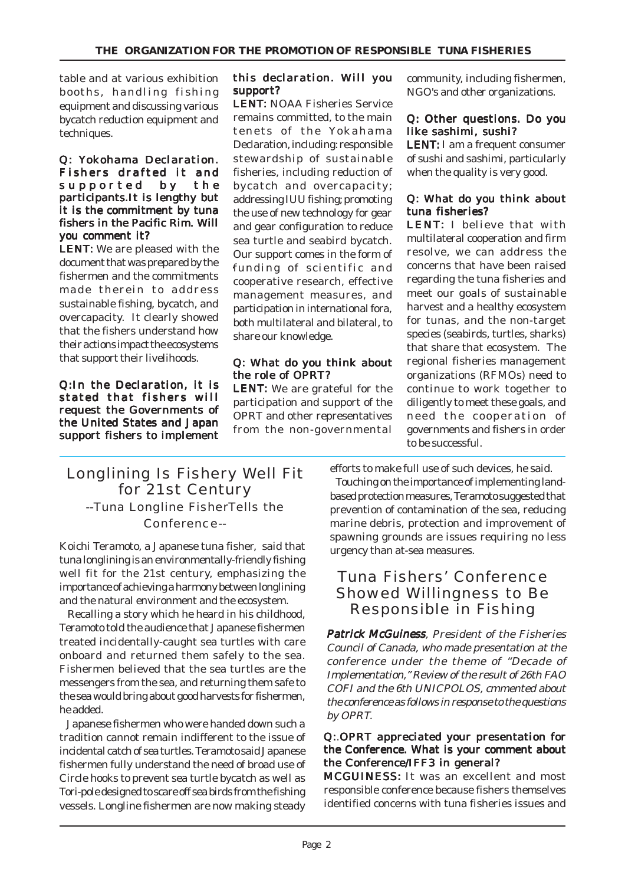table and at various exhibition booths, handling fishing equipment and discussing various bycatch reduction equipment and techniques.

**Q: Yokohama Declaration. Fishers drafted it and supported by the participants.It is lengthy but it is the commitment by tuna fishers in the Pacific Rim. Will you comment it?**

**LENT:** We are pleased with the document that was prepared by the fishermen and the commitments made therein to address sustainable fishing, bycatch, and overcapacity. It clearly showed that the fishers understand how their actions impact the ecosystems that support their livelihoods.

**Q:In the Declaration, it is stated that fishers will request the Governments of the United States and Japan support fishers to implement this declaration. Will you support?**

**LENT:** NOAA Fisheries Service remains committed, to the main tenets of the Yokahama Declaration, including: responsible stewardship of sustainable fisheries, including reduction of bycatch and overcapacity; addressing IUU fishing; promoting the use of new technology for gear and gear configuration to reduce sea turtle and seabird bycatch. Our support comes in the form of funding of scientific and cooperative research, effective management measures, and participation in international fora, both multilateral and bilateral, to share our knowledge.

**Q: What do you think about the role of OPRT?**

**LENT:** We are grateful for the participation and support of the OPRT and other representatives from the non-governmental community, including fishermen, NGO's and other organizations.

**Q: Other questions. Do you like sashimi, sushi?**

**LENT:** I am a frequent consumer of sushi and sashimi, particularly when the quality is very good.

**Q: What do you think about tuna fisheries?**

**LENT:** I believe that with multilateral cooperation and firm resolve, we can address the concerns that have been raised regarding the tuna fisheries and meet our goals of sustainable harvest and a healthy ecosystem for tunas, and the non-target species (seabirds, turtles, sharks) that share that ecosystem. The regional fisheries management organizations (RFMOs) need to continue to work together to diligently to meet these goals, and need the cooperation of governments and fishers in order to be successful.

## Longlining Is Fishery Well Fit for 21st Century

### --Tuna Longline FisherTells the Conference--

Koichi Teramoto, a Japanese tuna fisher, said that tuna longlining is an environmentally-friendly fishing well fit for the 21st century, emphasizing the importance of achieving a harmony between longlining and the natural environment and the ecosystem.

Recalling a story which he heard in his childhood, Teramoto told the audience that Japanese fishermen treated incidentally-caught sea turtles with care onboard and returned them safely to the sea. Fishermen believed that the sea turtles are the messengers from the sea, and returning them safe to the sea would bring about good harvests for fishermen, he added.

Japanese fishermen who were handed down such a tradition cannot remain indifferent to the issue of incidental catch of sea turtles. Teramoto said Japanese fishermen fully understand the need of broad use of Circle hooks to prevent sea turtle bycatch as well as Tori-pole designed to scare off sea birds from the fishing vessels. Longline fishermen are now making steady efforts to make full use of such devices, he said.

Touching on the importance of implementing land-based protection measures, Teramoto suggested that prevention of contamination of the sea, reducing marine debris, protection and improvement of spawning grounds are issues requiring no less urgency than at-sea measures.

## Tuna Fishers' Conference Showed Willingness to Be Responsible in Fishing

***Patrick McGuiness**, President of the Fisheries Council of Canada, who made presentation at the conference under the theme of "Decade of Implementation," Review of the result of 26th FAO COFI and the 6th UNICPOLOS, cmmented about the conference as follows in response to the questions by OPRT.*

**Q:.OPRT appreciated your presentation for the Conference. What is your comment about the Conference/IFF3 in general?**

**MCGUINESS:** It was an excellent and most responsible conference because fishers themselves identified concerns with tuna fisheries issues and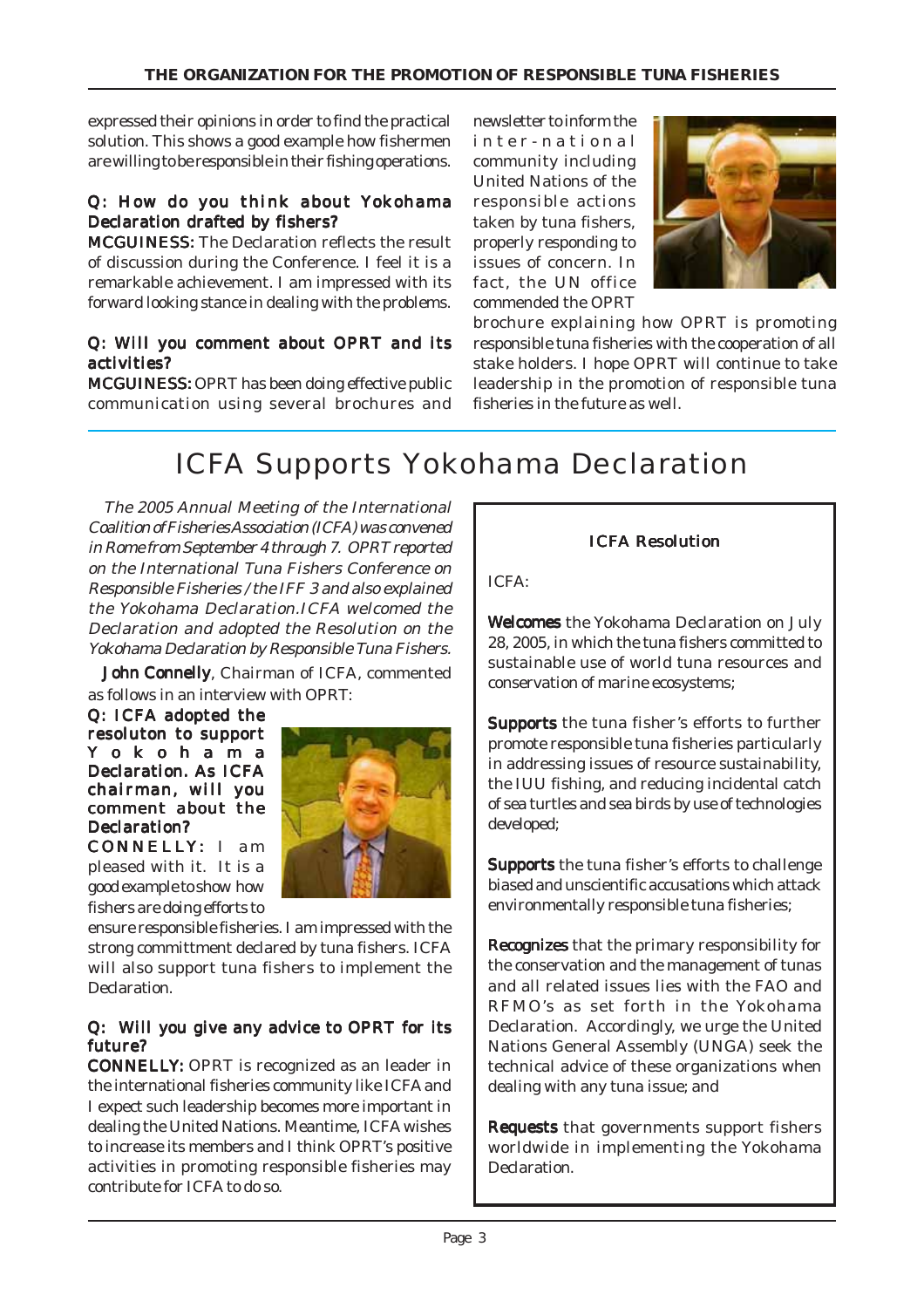expressed their opinions in order to find the practical solution. This shows a good example how fishermen are willing to be responsible in their fishing operations.

**Q: How do you think about Yokohama Declaration drafted by fishers?**

**MCGUINESS:** The Declaration reflects the result of discussion during the Conference. I feel it is a remarkable achievement. I am impressed with its forward looking stance in dealing with the problems.

**Q: Will you comment about OPRT and its activities?**

**MCGUINESS:** OPRT has been doing effective public communication using several brochures and newsletter to inform the inter-national community including United Nations of the responsible actions taken by tuna fishers, properly responding to issues of concern. In fact, the UN office commended the OPRT brochure explaining how OPRT is promoting responsible tuna fisheries with the cooperation of all stake holders. I hope OPRT will continue to take leadership in the promotion of responsible tuna fisheries in the future as well.

# ICFA Supports Yokohama Declaration

*The 2005 Annual Meeting of the International Coalition of Fisheries Association (ICFA) was convened in Rome from September 4 through 7. OPRT reported on the International Tuna Fishers Conference on Responsible Fisheries / the IFF 3 and also explained the Yokohama Declaration.ICFA welcomed the Declaration and adopted the Resolution on the Yokohama Declaration by Responsible Tuna Fishers.*

**John Connelly**, Chairman of ICFA, commented as follows in an interview with OPRT:

**Q: ICFA adopted the resoluton to support Yokohama Declaration. As ICFA chairman, will you comment about the Declaration?**

**CONNELLY:** I am pleased with it. It is a good example to show how fishers are doing efforts to ensure responsible fisheries. I am impressed with the strong committment declared by tuna fishers. ICFA will also support tuna fishers to implement the Declaration.

**Q: Will you give any advice to OPRT for its future?**

**CONNELLY:** OPRT is recognized as an leader in the international fisheries community like ICFA and I expect such leadership becomes more important in dealing the United Nations. Meantime, ICFA wishes to increase its members and I think OPRT's positive activities in promoting responsible fisheries may contribute for ICFA to do so.

**ICFA Resolution**

ICFA:

**Welcomes** the Yokohama Declaration on July 28, 2005, in which the tuna fishers committed to sustainable use of world tuna resources and conservation of marine ecosystems;

**Supports** the tuna fisher's efforts to further promote responsible tuna fisheries particularly in addressing issues of resource sustainability, the IUU fishing, and reducing incidental catch of sea turtles and sea birds by use of technologies developed;

**Supports** the tuna fisher's efforts to challenge biased and unscientific accusations which attack environmentally responsible tuna fisheries;

**Recognizes** that the primary responsibility for the conservation and the management of tunas and all related issues lies with the FAO and RFMO's as set forth in the Yokohama Declaration. Accordingly, we urge the United Nations General Assembly (UNGA) seek the technical advice of these organizations when dealing with any tuna issue; and

**Requests** that governments support fishers worldwide in implementing the Yokohama Declaration.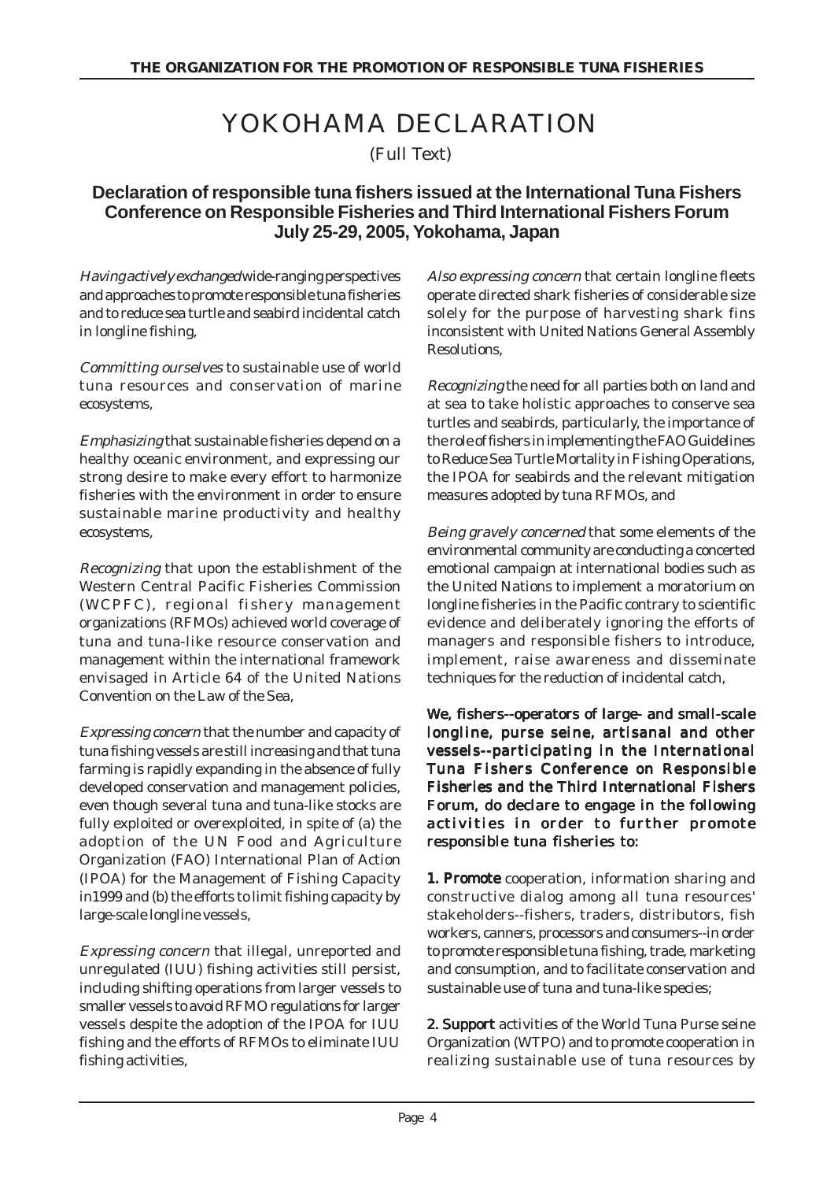# YOKOHAMA DECLARATION

(Full Text)

## Declaration of responsible tuna fishers issued at the International Tuna Fishers Conference on Responsible Fisheries and Third International Fishers Forum July 25-29, 2005, Yokohama, Japan

*Having actively exchanged* wide-ranging perspectives and approaches to promote responsible tuna fisheries and to reduce sea turtle and seabird incidental catch in longline fishing,

*Committing ourselves* to sustainable use of world tuna resources and conservation of marine ecosystems,

*Emphasizing* that sustainable fisheries depend on a healthy oceanic environment, and expressing our strong desire to make every effort to harmonize fisheries with the environment in order to ensure sustainable marine productivity and healthy ecosystems,

*Recognizing* that upon the establishment of the Western Central Pacific Fisheries Commission (WCPFC), regional fishery management organizations (RFMOs) achieved world coverage of tuna and tuna-like resource conservation and management within the international framework envisaged in Article 64 of the United Nations Convention on the Law of the Sea,

*Expressing concern* that the number and capacity of tuna fishing vessels are still increasing and that tuna farming is rapidly expanding in the absence of fully developed conservation and management policies, even though several tuna and tuna-like stocks are fully exploited or overexploited, in spite of (a) the adoption of the UN Food and Agriculture Organization (FAO) International Plan of Action (IPOA) for the Management of Fishing Capacity in1999 and (b) the efforts to limit fishing capacity by large-scale longline vessels,

*Expressing concern* that illegal, unreported and unregulated (IUU) fishing activities still persist, including shifting operations from larger vessels to smaller vessels to avoid RFMO regulations for larger vessels despite the adoption of the IPOA for IUU fishing and the efforts of RFMOs to eliminate IUU fishing activities,

*Also expressing concern* that certain longline fleets operate directed shark fisheries of considerable size solely for the purpose of harvesting shark fins inconsistent with United Nations General Assembly Resolutions,

*Recognizing* the need for all parties both on land and at sea to take holistic approaches to conserve sea turtles and seabirds, particularly, the importance of the role of fishers in implementing the FAO Guidelines to Reduce Sea Turtle Mortality in Fishing Operations, the IPOA for seabirds and the relevant mitigation measures adopted by tuna RFMOs, and

*Being gravely concerned* that some elements of the environmental community are conducting a concerted emotional campaign at international bodies such as the United Nations to implement a moratorium on longline fisheries in the Pacific contrary to scientific evidence and deliberately ignoring the efforts of managers and responsible fishers to introduce, implement, raise awareness and disseminate techniques for the reduction of incidental catch,

**We, fishers--operators of large- and small-scale longline, purse seine, artisanal and other vessels--participating in the International Tuna Fishers Conference on Responsible Fisheries and the Third International Fishers Forum, do declare to engage in the following activities in order to further promote responsible tuna fisheries to:**

**1. Promote** cooperation, information sharing and constructive dialog among all tuna resources' stakeholders--fishers, traders, distributors, fish workers, canners, processors and consumers--in order to promote responsible tuna fishing, trade, marketing and consumption, and to facilitate conservation and sustainable use of tuna and tuna-like species;

**2. Support** activities of the World Tuna Purse seine Organization (WTPO) and to promote cooperation in realizing sustainable use of tuna resources by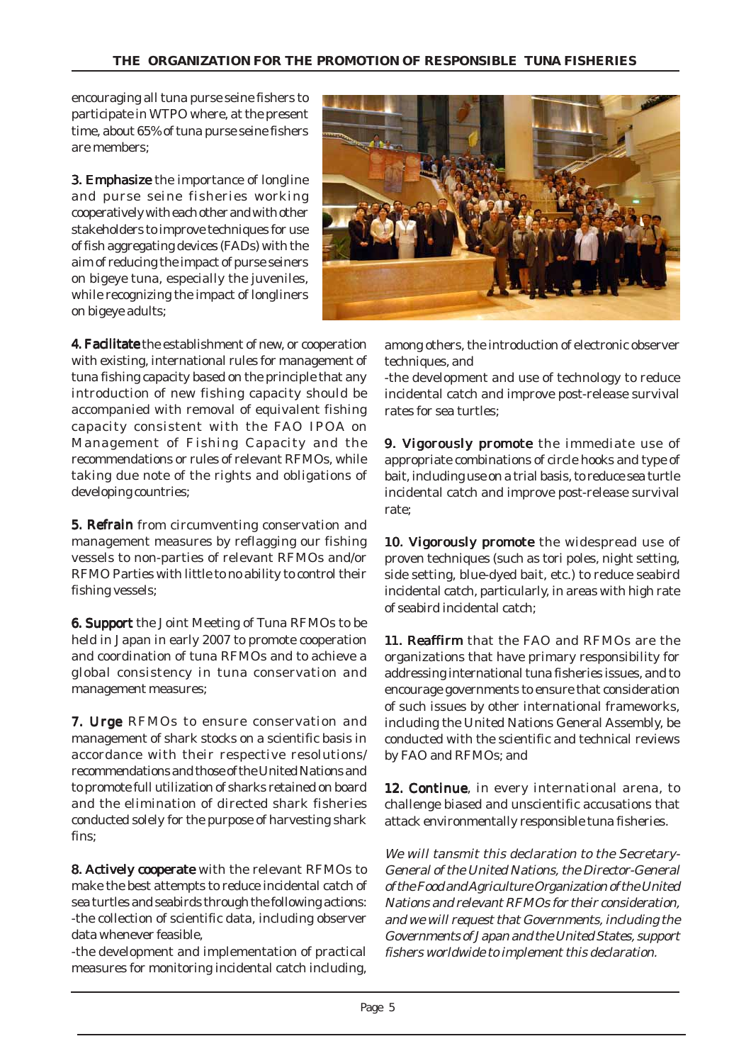encouraging all tuna purse seine fishers to participate in WTPO where, at the present time, about 65% of tuna purse seine fishers are members;

**3. Emphasize** the importance of longline and purse seine fisheries working cooperatively with each other and with other stakeholders to improve techniques for use of fish aggregating devices (FADs) with the aim of reducing the impact of purse seiners on bigeye tuna, especially the juveniles, while recognizing the impact of longliners on bigeye adults;

**4. Facilitate** the establishment of new, or cooperation with existing, international rules for management of tuna fishing capacity based on the principle that any introduction of new fishing capacity should be accompanied with removal of equivalent fishing capacity consistent with the FAO IPOA on Management of Fishing Capacity and the recommendations or rules of relevant RFMOs, while taking due note of the rights and obligations of developing countries;

**5. Refrain** from circumventing conservation and management measures by reflagging our fishing vessels to non-parties of relevant RFMOs and/or RFMO Parties with little to no ability to control their fishing vessels;

**6. Support** the Joint Meeting of Tuna RFMOs to be held in Japan in early 2007 to promote cooperation and coordination of tuna RFMOs and to achieve a global consistency in tuna conservation and management measures;

**7. Urge** RFMOs to ensure conservation and management of shark stocks on a scientific basis in accordance with their respective resolutions/ recommendations and those of the United Nations and to promote full utilization of sharks retained on board and the elimination of directed shark fisheries conducted solely for the purpose of harvesting shark fins;

**8. Actively cooperate** with the relevant RFMOs to make the best attempts to reduce incidental catch of sea turtles and seabirds through the following actions:
-the collection of scientific data, including observer data whenever feasible,
-the development and implementation of practical measures for monitoring incidental catch including, among others, the introduction of electronic observer techniques, and
-the development and use of technology to reduce incidental catch and improve post-release survival rates for sea turtles;

**9. Vigorously promote** the immediate use of appropriate combinations of circle hooks and type of bait, including use on a trial basis, to reduce sea turtle incidental catch and improve post-release survival rate;

**10. Vigorously promote** the widespread use of proven techniques (such as tori poles, night setting, side setting, blue-dyed bait, etc.) to reduce seabird incidental catch, particularly, in areas with high rate of seabird incidental catch;

**11. Reaffirm** that the FAO and RFMOs are the organizations that have primary responsibility for addressing international tuna fisheries issues, and to encourage governments to ensure that consideration of such issues by other international frameworks, including the United Nations General Assembly, be conducted with the scientific and technical reviews by FAO and RFMOs; and

**12. Continue**, in every international arena, to challenge biased and unscientific accusations that attack environmentally responsible tuna fisheries.

*We will tansmit this declaration to the Secretary-General of the United Nations, the Director-General of the Food and Agriculture Organization of the United Nations and relevant RFMOs for their consideration, and we will request that Governments, including the Governments of Japan and the United States, support fishers worldwide to implement this declaration.*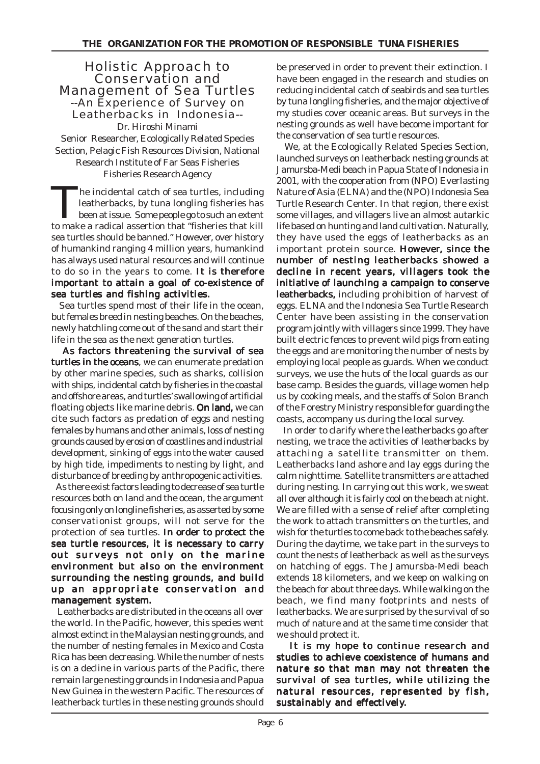# Holistic Approach to Conservation and Management of Sea Turtles

## --An Experience of Survey on Leatherbacks in Indonesia--

Dr. Hiroshi Minami

Senior Researcher, Ecologically Related Species Section, Pelagic Fish Resources Division, National Research Institute of Far Seas Fisheries

Fisheries Research Agency

The incidental catch of sea turtles, including leatherbacks, by tuna longling fisheries has been at issue. Some people go to such an extent to make a radical assertion that "fisheries that kill sea turtles should be banned." However, over history of humankind ranging 4 million years, humankind has always used natural resources and will continue to do so in the years to come. **It is therefore important to attain a goal of co-existence of sea turtles and fishing activities.**

Sea turtles spend most of their life in the ocean, but females breed in nesting beaches. On the beaches, newly hatchling come out of the sand and start their life in the sea as the next generation turtles.

**As factors threatening the survival of sea turtles in the oceans**, we can enumerate predation by other marine species, such as sharks, collision with ships, incidental catch by fisheries in the coastal and offshore areas, and turtles' swallowing of artificial floating objects like marine debris. **On land,** we can cite such factors as predation of eggs and nesting females by humans and other animals, loss of nesting grounds caused by erosion of coastlines and industrial development, sinking of eggs into the water caused by high tide, impediments to nesting by light, and disturbance of breeding by anthropogenic activities.

As there exist factors leading to decrease of sea turtle resources both on land and the ocean, the argument focusing only on longline fisheries, as asserted by some conservationist groups, will not serve for the protection of sea turtles. **In order to protect the sea turtle resources, it is necessary to carry out surveys not only on the marine environment but also on the environment surrounding the nesting grounds, and build up an appropriate conservation and management system.**

Leatherbacks are distributed in the oceans all over the world. In the Pacific, however, this species went almost extinct in the Malaysian nesting grounds, and the number of nesting females in Mexico and Costa Rica has been decreasing. While the number of nests is on a decline in various parts of the Pacific, there remain large nesting grounds in Indonesia and Papua New Guinea in the western Pacific. The resources of leatherback turtles in these nesting grounds should be preserved in order to prevent their extinction. I have been engaged in the research and studies on reducing incidental catch of seabirds and sea turtles by tuna longling fisheries, and the major objective of my studies cover oceanic areas. But surveys in the nesting grounds as well have become important for the conservation of sea turtle resources.

We, at the Ecologically Related Species Section, launched surveys on leatherback nesting grounds at Jamursba-Medi beach in Papua State of Indonesia in 2001, with the cooperation from (NPO) Everlasting Nature of Asia (ELNA) and the (NPO) Indonesia Sea Turtle Research Center. In that region, there exist some villages, and villagers live an almost autarkic life based on hunting and land cultivation. Naturally, they have used the eggs of leatherbacks as an important protein source. **However, since the number of nesting leatherbacks showed a decline in recent years, villagers took the initiative of launching a campaign to conserve leatherbacks,** including prohibition of harvest of eggs. ELNA and the Indonesia Sea Turtle Research Center have been assisting in the conservation program jointly with villagers since 1999. They have built electric fences to prevent wild pigs from eating the eggs and are monitoring the number of nests by employing local people as guards. When we conduct surveys, we use the huts of the local guards as our base camp. Besides the guards, village women help us by cooking meals, and the staffs of Solon Branch of the Forestry Ministry responsible for guarding the coasts, accompany us during the local survey.

In order to clarify where the leatherbacks go after nesting, we trace the activities of leatherbacks by attaching a satellite transmitter on them. Leatherbacks land ashore and lay eggs during the calm nighttime. Satellite transmitters are attached during nesting. In carrying out this work, we sweat all over although it is fairly cool on the beach at night. We are filled with a sense of relief after completing the work to attach transmitters on the turtles, and wish for the turtles to come back to the beaches safely. During the daytime, we take part in the surveys to count the nests of leatherback as well as the surveys on hatching of eggs. The Jamursba-Medi beach extends 18 kilometers, and we keep on walking on the beach for about three days. While walking on the beach, we find many footprints and nests of leatherbacks. We are surprised by the survival of so much of nature and at the same time consider that we should protect it.

**It is my hope to continue research and studies to achieve coexistence of humans and nature so that man may not threaten the survival of sea turtles, while utilizing the natural resources, represented by fish, sustainably and effectively.**